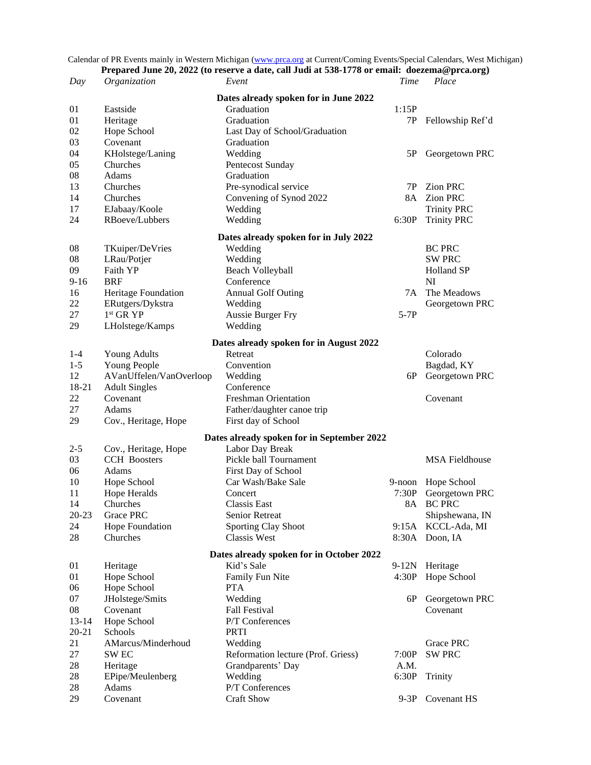Calendar of PR Events mainly in Western Michigan (www.prca.org at Current/Coming Events/Special Calendars, West Michigan)

**Prepared June 20, 2022 (to reserve a date, call Judi at 538-1778 or email: doezema@prca.org)**

| *Day* | *Organization* | *Event* | *Time* | *Place* |
|---|---|---|---|---|
| | | **Dates already spoken for in June 2022** | | |
| 01 | Eastside | Graduation | 1:15P | |
| 01 | Heritage | Graduation | 7P | Fellowship Ref'd |
| 02 | Hope School | Last Day of School/Graduation | | |
| 03 | Covenant | Graduation | | |
| 04 | KHolstege/Laning | Wedding | 5P | Georgetown PRC |
| 05 | Churches | Pentecost Sunday | | |
| 08 | Adams | Graduation | | |
| 13 | Churches | Pre-synodical service | 7P | Zion PRC |
| 14 | Churches | Convening of Synod 2022 | 8A | Zion PRC |
| 17 | EJabaay/Koole | Wedding | | Trinity PRC |
| 24 | RBoeve/Lubbers | Wedding | 6:30P | Trinity PRC |
| | | **Dates already spoken for in July 2022** | | |
| 08 | TKuiper/DeVries | Wedding | | BC PRC |
| 08 | LRau/Potjer | Wedding | | SW PRC |
| 09 | Faith YP | Beach Volleyball | | Holland SP |
| 9-16 | BRF | Conference | | NI |
| 16 | Heritage Foundation | Annual Golf Outing | 7A | The Meadows |
| 22 | ERutgers/Dykstra | Wedding | | Georgetown PRC |
| 27 | 1st GR YP | Aussie Burger Fry | 5-7P | |
| 29 | LHolstege/Kamps | Wedding | | |
| | | **Dates already spoken for in August 2022** | | |
| 1-4 | Young Adults | Retreat | | Colorado |
| 1-5 | Young People | Convention | | Bagdad, KY |
| 12 | AVanUffelen/VanOverloop | Wedding | 6P | Georgetown PRC |
| 18-21 | Adult Singles | Conference | | |
| 22 | Covenant | Freshman Orientation | | Covenant |
| 27 | Adams | Father/daughter canoe trip | | |
| 29 | Cov., Heritage, Hope | First day of School | | |
| | | **Dates already spoken for in September 2022** | | |
| 2-5 | Cov., Heritage, Hope | Labor Day Break | | |
| 03 | CCH Boosters | Pickle ball Tournament | | MSA Fieldhouse |
| 06 | Adams | First Day of School | | |
| 10 | Hope School | Car Wash/Bake Sale | 9-noon | Hope School |
| 11 | Hope Heralds | Concert | 7:30P | Georgetown PRC |
| 14 | Churches | Classis East | 8A | BC PRC |
| 20-23 | Grace PRC | Senior Retreat | | Shipshewana, IN |
| 24 | Hope Foundation | Sporting Clay Shoot | 9:15A | KCCL-Ada, MI |
| 28 | Churches | Classis West | 8:30A | Doon, IA |
| | | **Dates already spoken for in October 2022** | | |
| 01 | Heritage | Kid's Sale | 9-12N | Heritage |
| 01 | Hope School | Family Fun Nite | 4:30P | Hope School |
| 06 | Hope School | PTA | | |
| 07 | JHolstege/Smits | Wedding | 6P | Georgetown PRC |
| 08 | Covenant | Fall Festival | | Covenant |
| 13-14 | Hope School | P/T Conferences | | |
| 20-21 | Schools | PRTI | | |
| 21 | AMarcus/Minderhoud | Wedding | | Grace PRC |
| 27 | SW EC | Reformation lecture (Prof. Griess) | 7:00P | SW PRC |
| 28 | Heritage | Grandparents' Day | A.M. | |
| 28 | EPipe/Meulenberg | Wedding | 6:30P | Trinity |
| 28 | Adams | P/T Conferences | | |
| 29 | Covenant | Craft Show | 9-3P | Covenant HS |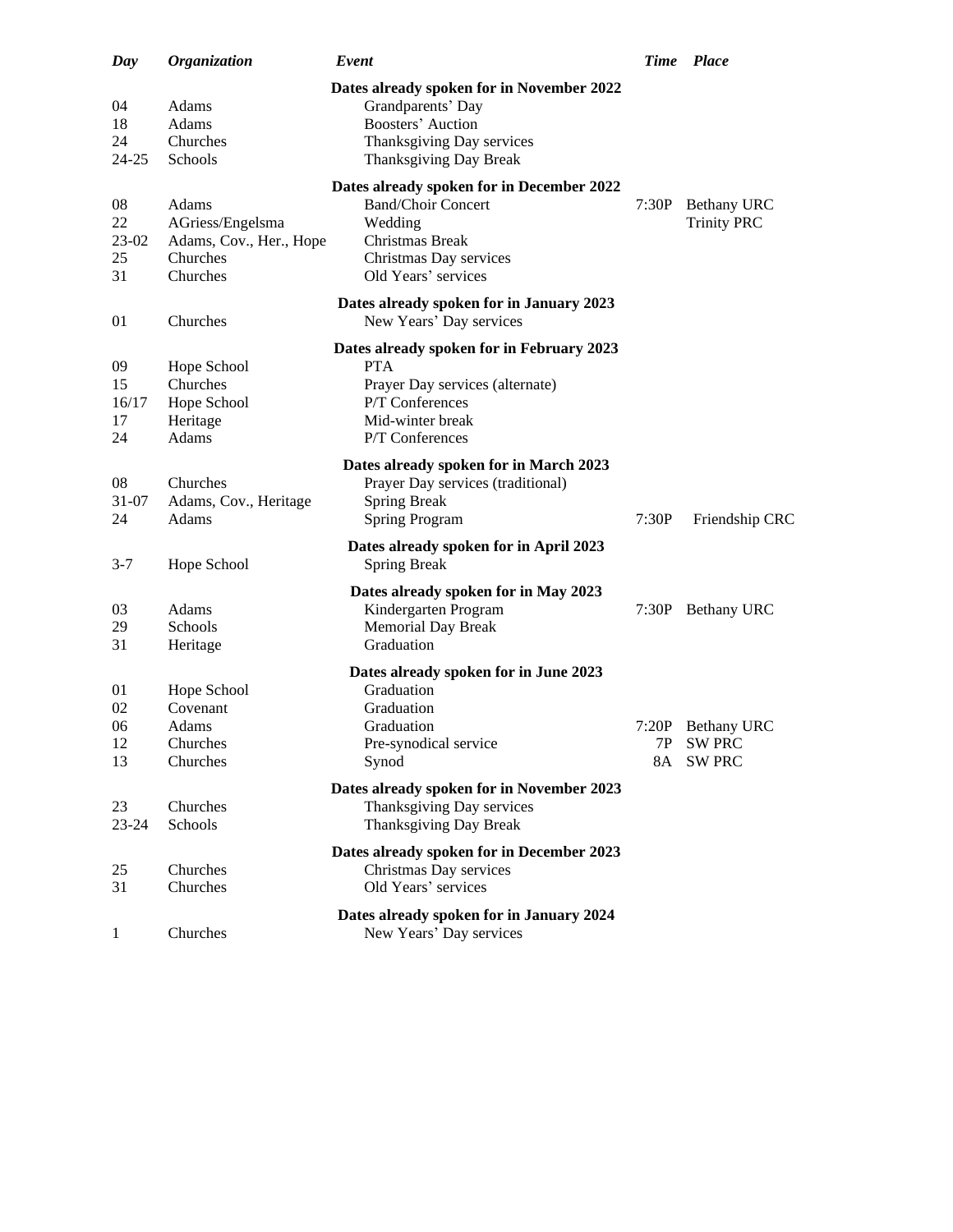| *Day* | *Organization* | *Event* | *Time* | *Place* |
|---|---|---|---|---|
| | | **Dates already spoken for in November 2022** | | |
| 04 | Adams | Grandparents' Day | | |
| 18 | Adams | Boosters' Auction | | |
| 24 | Churches | Thanksgiving Day services | | |
| 24-25 | Schools | Thanksgiving Day Break | | |
| | | **Dates already spoken for in December 2022** | | |
| 08 | Adams | Band/Choir Concert | 7:30P | Bethany URC |
| 22 | AGriess/Engelsma | Wedding | | Trinity PRC |
| 23-02 | Adams, Cov., Her., Hope | Christmas Break | | |
| 25 | Churches | Christmas Day services | | |
| 31 | Churches | Old Years' services | | |
| | | **Dates already spoken for in January 2023** | | |
| 01 | Churches | New Years' Day services | | |
| | | **Dates already spoken for in February 2023** | | |
| 09 | Hope School | PTA | | |
| 15 | Churches | Prayer Day services (alternate) | | |
| 16/17 | Hope School | P/T Conferences | | |
| 17 | Heritage | Mid-winter break | | |
| 24 | Adams | P/T Conferences | | |
| | | **Dates already spoken for in March 2023** | | |
| 08 | Churches | Prayer Day services (traditional) | | |
| 31-07 | Adams, Cov., Heritage | Spring Break | | |
| 24 | Adams | Spring Program | 7:30P | Friendship CRC |
| | | **Dates already spoken for in April 2023** | | |
| 3-7 | Hope School | Spring Break | | |
| | | **Dates already spoken for in May 2023** | | |
| 03 | Adams | Kindergarten Program | 7:30P | Bethany URC |
| 29 | Schools | Memorial Day Break | | |
| 31 | Heritage | Graduation | | |
| | | **Dates already spoken for in June 2023** | | |
| 01 | Hope School | Graduation | | |
| 02 | Covenant | Graduation | | |
| 06 | Adams | Graduation | 7:20P | Bethany URC |
| 12 | Churches | Pre-synodical service | 7P | SW PRC |
| 13 | Churches | Synod | 8A | SW PRC |
| | | **Dates already spoken for in November 2023** | | |
| 23 | Churches | Thanksgiving Day services | | |
| 23-24 | Schools | Thanksgiving Day Break | | |
| | | **Dates already spoken for in December 2023** | | |
| 25 | Churches | Christmas Day services | | |
| 31 | Churches | Old Years' services | | |
| | | **Dates already spoken for in January 2024** | | |
| 1 | Churches | New Years' Day services | | |